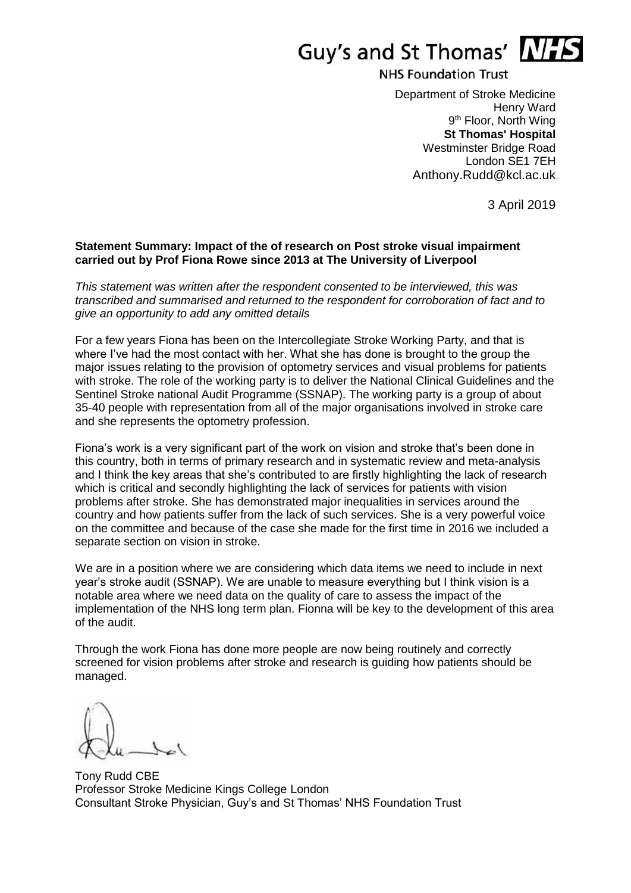Guy's and St Thomas' NHS

NHS Foundation Trust

Department of Stroke Medicine
Henry Ward
9th Floor, North Wing
**St Thomas' Hospital**
Westminster Bridge Road
London SE1 7EH
Anthony.Rudd@kcl.ac.uk

3 April 2019

**Statement Summary: Impact of the of research on Post stroke visual impairment carried out by Prof Fiona Rowe since 2013 at The University of Liverpool**

*This statement was written after the respondent consented to be interviewed, this was transcribed and summarised and returned to the respondent for corroboration of fact and to give an opportunity to add any omitted details*

For a few years Fiona has been on the Intercollegiate Stroke Working Party, and that is where I've had the most contact with her. What she has done is brought to the group the major issues relating to the provision of optometry services and visual problems for patients with stroke. The role of the working party is to deliver the National Clinical Guidelines and the Sentinel Stroke national Audit Programme (SSNAP). The working party is a group of about 35-40 people with representation from all of the major organisations involved in stroke care and she represents the optometry profession.

Fiona's work is a very significant part of the work on vision and stroke that's been done in this country, both in terms of primary research and in systematic review and meta-analysis and I think the key areas that she's contributed to are firstly highlighting the lack of research which is critical and secondly highlighting the lack of services for patients with vision problems after stroke. She has demonstrated major inequalities in services around the country and how patients suffer from the lack of such services. She is a very powerful voice on the committee and because of the case she made for the first time in 2016 we included a separate section on vision in stroke.

We are in a position where we are considering which data items we need to include in next year's stroke audit (SSNAP). We are unable to measure everything but I think vision is a notable area where we need data on the quality of care to assess the impact of the implementation of the NHS long term plan. Fionna will be key to the development of this area of the audit.

Through the work Fiona has done more people are now being routinely and correctly screened for vision problems after stroke and research is guiding how patients should be managed.

Tony Rudd CBE
Professor Stroke Medicine Kings College London
Consultant Stroke Physician, Guy's and St Thomas' NHS Foundation Trust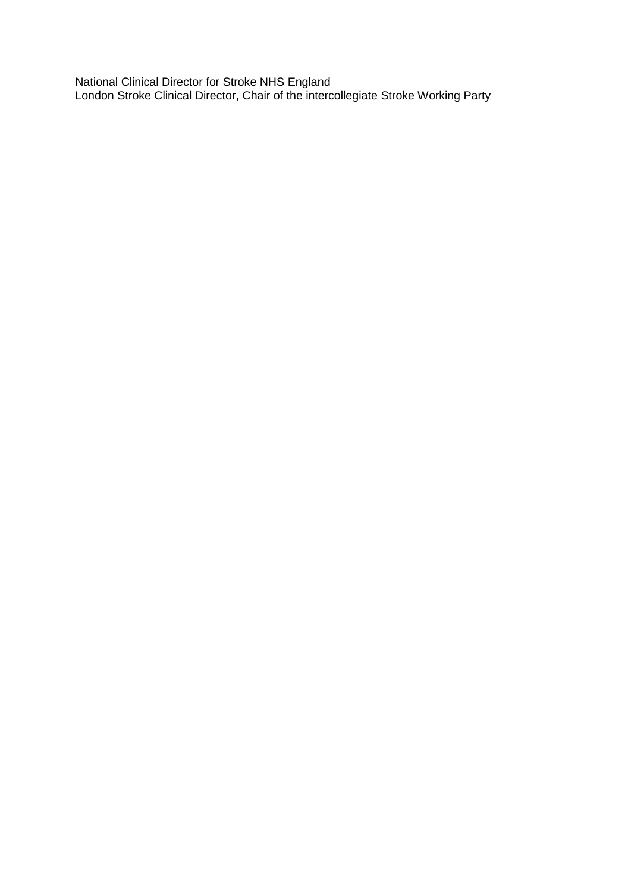National Clinical Director for Stroke NHS England
London Stroke Clinical Director, Chair of the intercollegiate Stroke Working Party